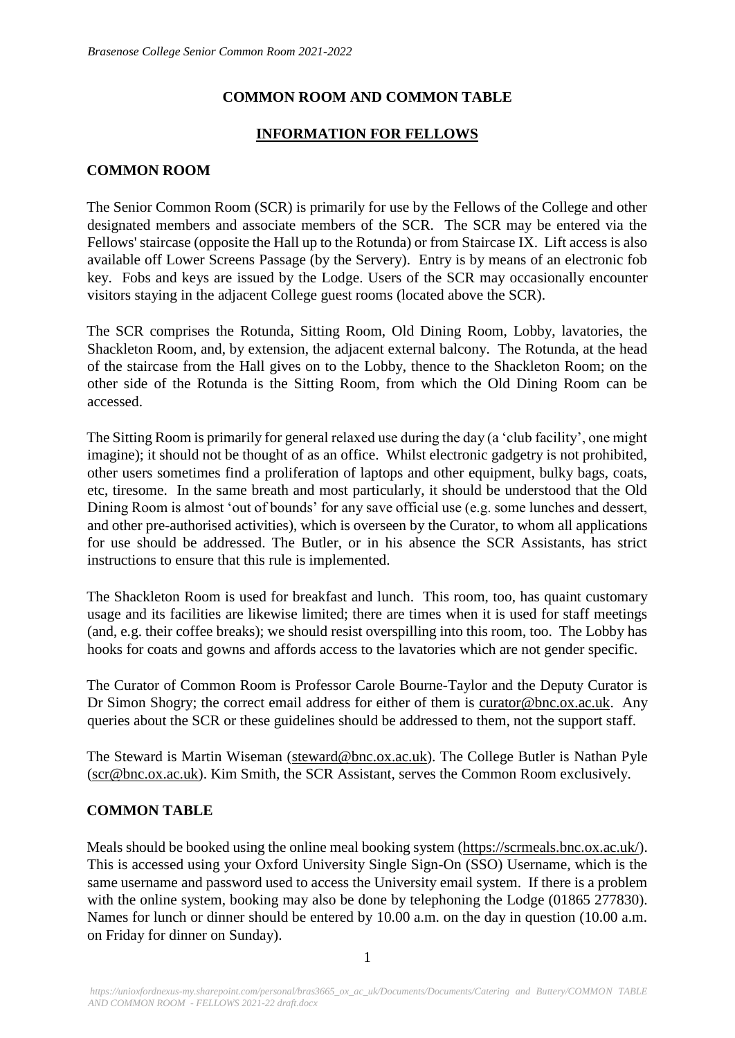# COMMON ROOM AND COMMON TABLE

## INFORMATION FOR FELLOWS

### COMMON ROOM

The Senior Common Room (SCR) is primarily for use by the Fellows of the College and other designated members and associate members of the SCR. The SCR may be entered via the Fellows' staircase (opposite the Hall up to the Rotunda) or from Staircase IX. Lift access is also available off Lower Screens Passage (by the Servery). Entry is by means of an electronic fob key. Fobs and keys are issued by the Lodge. Users of the SCR may occasionally encounter visitors staying in the adjacent College guest rooms (located above the SCR).

The SCR comprises the Rotunda, Sitting Room, Old Dining Room, Lobby, lavatories, the Shackleton Room, and, by extension, the adjacent external balcony. The Rotunda, at the head of the staircase from the Hall gives on to the Lobby, thence to the Shackleton Room; on the other side of the Rotunda is the Sitting Room, from which the Old Dining Room can be accessed.

The Sitting Room is primarily for general relaxed use during the day (a 'club facility', one might imagine); it should not be thought of as an office. Whilst electronic gadgetry is not prohibited, other users sometimes find a proliferation of laptops and other equipment, bulky bags, coats, etc, tiresome. In the same breath and most particularly, it should be understood that the Old Dining Room is almost 'out of bounds' for any save official use (e.g. some lunches and dessert, and other pre-authorised activities), which is overseen by the Curator, to whom all applications for use should be addressed. The Butler, or in his absence the SCR Assistants, has strict instructions to ensure that this rule is implemented.

The Shackleton Room is used for breakfast and lunch. This room, too, has quaint customary usage and its facilities are likewise limited; there are times when it is used for staff meetings (and, e.g. their coffee breaks); we should resist overspilling into this room, too. The Lobby has hooks for coats and gowns and affords access to the lavatories which are not gender specific.

The Curator of Common Room is Professor Carole Bourne-Taylor and the Deputy Curator is Dr Simon Shogry; the correct email address for either of them is curator@bnc.ox.ac.uk. Any queries about the SCR or these guidelines should be addressed to them, not the support staff.

The Steward is Martin Wiseman (steward@bnc.ox.ac.uk). The College Butler is Nathan Pyle (scr@bnc.ox.ac.uk). Kim Smith, the SCR Assistant, serves the Common Room exclusively.

### COMMON TABLE

Meals should be booked using the online meal booking system (https://scrmeals.bnc.ox.ac.uk/). This is accessed using your Oxford University Single Sign-On (SSO) Username, which is the same username and password used to access the University email system. If there is a problem with the online system, booking may also be done by telephoning the Lodge (01865 277830). Names for lunch or dinner should be entered by 10.00 a.m. on the day in question (10.00 a.m. on Friday for dinner on Sunday).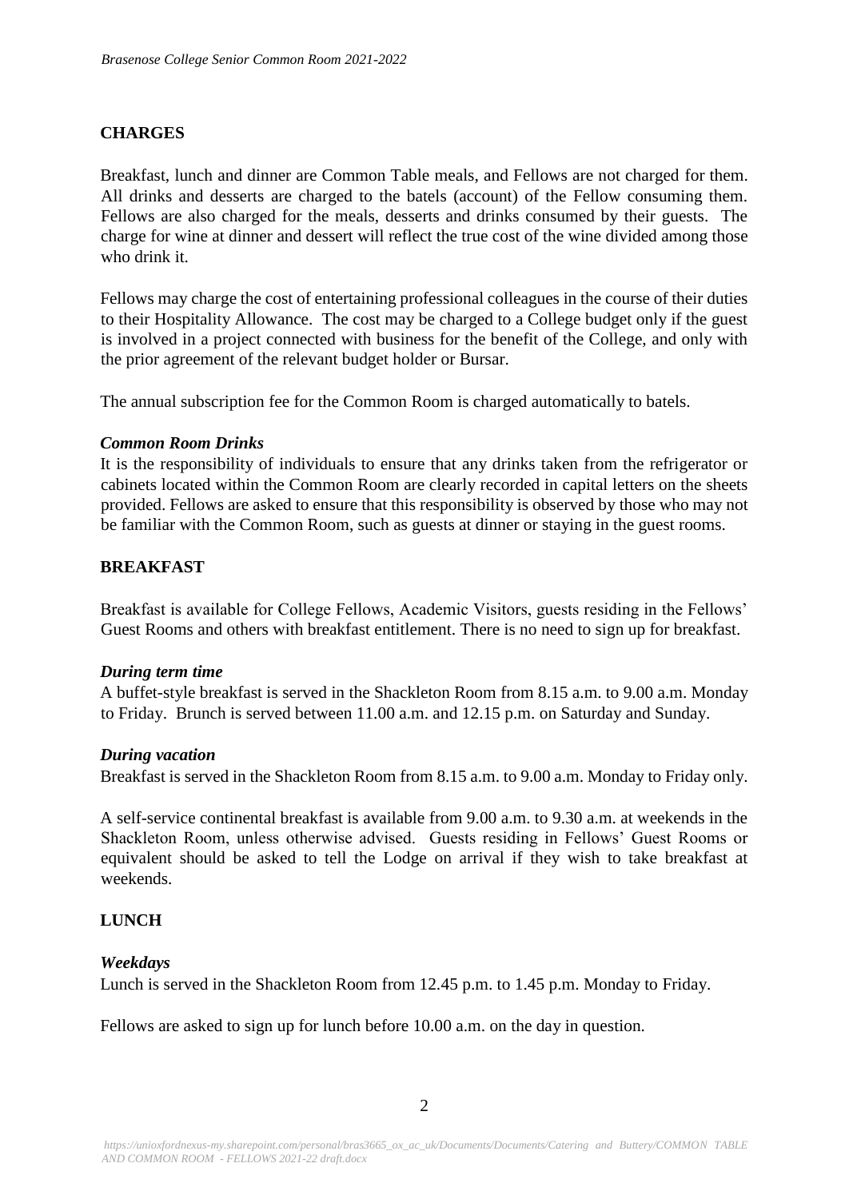## CHARGES

Breakfast, lunch and dinner are Common Table meals, and Fellows are not charged for them. All drinks and desserts are charged to the batels (account) of the Fellow consuming them. Fellows are also charged for the meals, desserts and drinks consumed by their guests. The charge for wine at dinner and dessert will reflect the true cost of the wine divided among those who drink it.

Fellows may charge the cost of entertaining professional colleagues in the course of their duties to their Hospitality Allowance. The cost may be charged to a College budget only if the guest is involved in a project connected with business for the benefit of the College, and only with the prior agreement of the relevant budget holder or Bursar.

The annual subscription fee for the Common Room is charged automatically to batels.

### *Common Room Drinks*

It is the responsibility of individuals to ensure that any drinks taken from the refrigerator or cabinets located within the Common Room are clearly recorded in capital letters on the sheets provided. Fellows are asked to ensure that this responsibility is observed by those who may not be familiar with the Common Room, such as guests at dinner or staying in the guest rooms.

## BREAKFAST

Breakfast is available for College Fellows, Academic Visitors, guests residing in the Fellows' Guest Rooms and others with breakfast entitlement. There is no need to sign up for breakfast.

### *During term time*

A buffet-style breakfast is served in the Shackleton Room from 8.15 a.m. to 9.00 a.m. Monday to Friday. Brunch is served between 11.00 a.m. and 12.15 p.m. on Saturday and Sunday.

### *During vacation*

Breakfast is served in the Shackleton Room from 8.15 a.m. to 9.00 a.m. Monday to Friday only.

A self-service continental breakfast is available from 9.00 a.m. to 9.30 a.m. at weekends in the Shackleton Room, unless otherwise advised. Guests residing in Fellows' Guest Rooms or equivalent should be asked to tell the Lodge on arrival if they wish to take breakfast at weekends.

## LUNCH

### *Weekdays*

Lunch is served in the Shackleton Room from 12.45 p.m. to 1.45 p.m. Monday to Friday.

Fellows are asked to sign up for lunch before 10.00 a.m. on the day in question.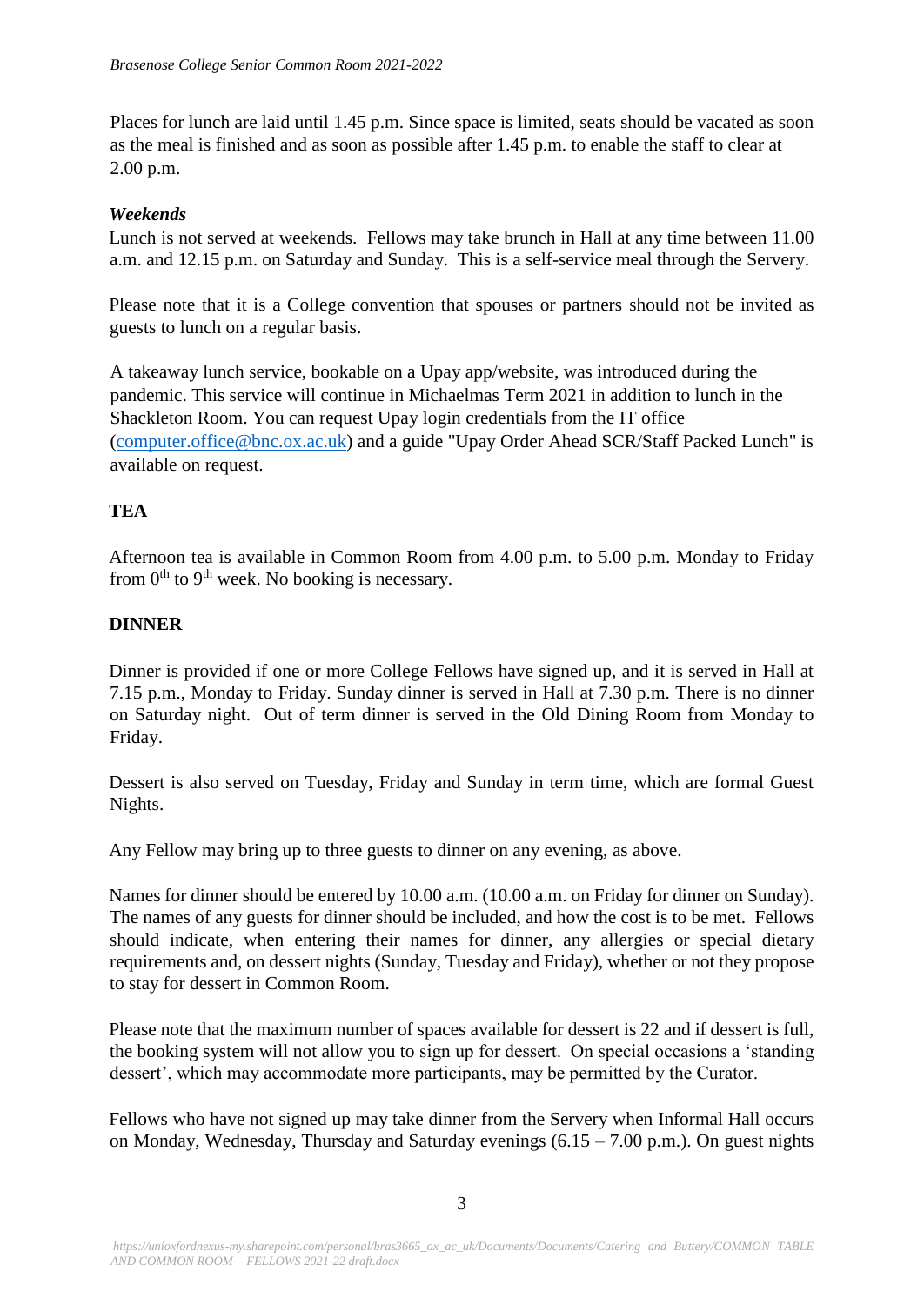Places for lunch are laid until 1.45 p.m. Since space is limited, seats should be vacated as soon as the meal is finished and as soon as possible after 1.45 p.m. to enable the staff to clear at 2.00 p.m.

***Weekends***

Lunch is not served at weekends. Fellows may take brunch in Hall at any time between 11.00 a.m. and 12.15 p.m. on Saturday and Sunday. This is a self-service meal through the Servery.

Please note that it is a College convention that spouses or partners should not be invited as guests to lunch on a regular basis.

A takeaway lunch service, bookable on a Upay app/website, was introduced during the pandemic. This service will continue in Michaelmas Term 2021 in addition to lunch in the Shackleton Room. You can request Upay login credentials from the IT office (computer.office@bnc.ox.ac.uk) and a guide "Upay Order Ahead SCR/Staff Packed Lunch" is available on request.

**TEA**

Afternoon tea is available in Common Room from 4.00 p.m. to 5.00 p.m. Monday to Friday from 0th to 9th week. No booking is necessary.

**DINNER**

Dinner is provided if one or more College Fellows have signed up, and it is served in Hall at 7.15 p.m., Monday to Friday. Sunday dinner is served in Hall at 7.30 p.m. There is no dinner on Saturday night. Out of term dinner is served in the Old Dining Room from Monday to Friday.

Dessert is also served on Tuesday, Friday and Sunday in term time, which are formal Guest Nights.

Any Fellow may bring up to three guests to dinner on any evening, as above.

Names for dinner should be entered by 10.00 a.m. (10.00 a.m. on Friday for dinner on Sunday). The names of any guests for dinner should be included, and how the cost is to be met. Fellows should indicate, when entering their names for dinner, any allergies or special dietary requirements and, on dessert nights (Sunday, Tuesday and Friday), whether or not they propose to stay for dessert in Common Room.

Please note that the maximum number of spaces available for dessert is 22 and if dessert is full, the booking system will not allow you to sign up for dessert. On special occasions a 'standing dessert', which may accommodate more participants, may be permitted by the Curator.

Fellows who have not signed up may take dinner from the Servery when Informal Hall occurs on Monday, Wednesday, Thursday and Saturday evenings (6.15 – 7.00 p.m.). On guest nights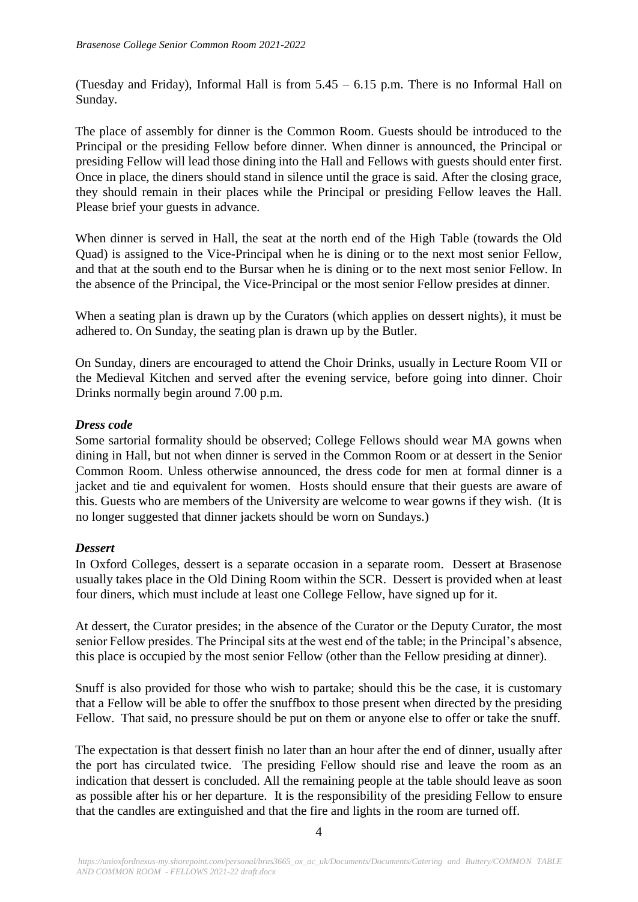(Tuesday and Friday), Informal Hall is from 5.45 – 6.15 p.m. There is no Informal Hall on Sunday.

The place of assembly for dinner is the Common Room. Guests should be introduced to the Principal or the presiding Fellow before dinner. When dinner is announced, the Principal or presiding Fellow will lead those dining into the Hall and Fellows with guests should enter first. Once in place, the diners should stand in silence until the grace is said. After the closing grace, they should remain in their places while the Principal or presiding Fellow leaves the Hall. Please brief your guests in advance.

When dinner is served in Hall, the seat at the north end of the High Table (towards the Old Quad) is assigned to the Vice-Principal when he is dining or to the next most senior Fellow, and that at the south end to the Bursar when he is dining or to the next most senior Fellow. In the absence of the Principal, the Vice-Principal or the most senior Fellow presides at dinner.

When a seating plan is drawn up by the Curators (which applies on dessert nights), it must be adhered to. On Sunday, the seating plan is drawn up by the Butler.

On Sunday, diners are encouraged to attend the Choir Drinks, usually in Lecture Room VII or the Medieval Kitchen and served after the evening service, before going into dinner. Choir Drinks normally begin around 7.00 p.m.

***Dress code***

Some sartorial formality should be observed; College Fellows should wear MA gowns when dining in Hall, but not when dinner is served in the Common Room or at dessert in the Senior Common Room. Unless otherwise announced, the dress code for men at formal dinner is a jacket and tie and equivalent for women. Hosts should ensure that their guests are aware of this. Guests who are members of the University are welcome to wear gowns if they wish. (It is no longer suggested that dinner jackets should be worn on Sundays.)

***Dessert***

In Oxford Colleges, dessert is a separate occasion in a separate room. Dessert at Brasenose usually takes place in the Old Dining Room within the SCR. Dessert is provided when at least four diners, which must include at least one College Fellow, have signed up for it.

At dessert, the Curator presides; in the absence of the Curator or the Deputy Curator, the most senior Fellow presides. The Principal sits at the west end of the table; in the Principal's absence, this place is occupied by the most senior Fellow (other than the Fellow presiding at dinner).

Snuff is also provided for those who wish to partake; should this be the case, it is customary that a Fellow will be able to offer the snuffbox to those present when directed by the presiding Fellow. That said, no pressure should be put on them or anyone else to offer or take the snuff.

The expectation is that dessert finish no later than an hour after the end of dinner, usually after the port has circulated twice. The presiding Fellow should rise and leave the room as an indication that dessert is concluded. All the remaining people at the table should leave as soon as possible after his or her departure. It is the responsibility of the presiding Fellow to ensure that the candles are extinguished and that the fire and lights in the room are turned off.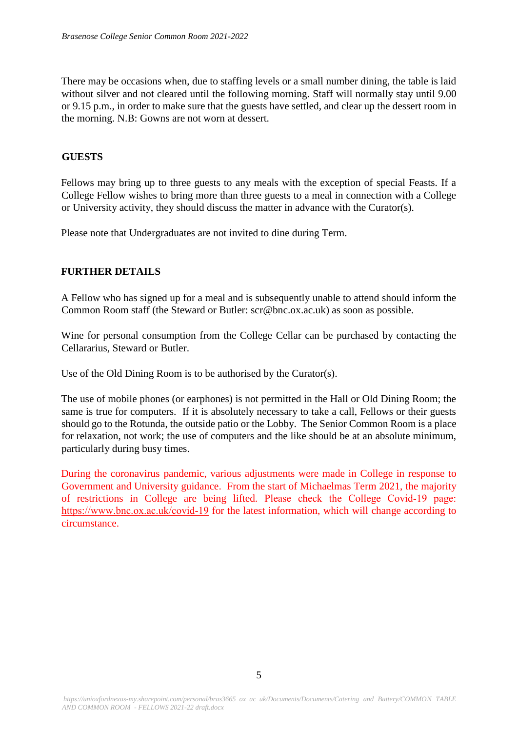There may be occasions when, due to staffing levels or a small number dining, the table is laid without silver and not cleared until the following morning. Staff will normally stay until 9.00 or 9.15 p.m., in order to make sure that the guests have settled, and clear up the dessert room in the morning. N.B: Gowns are not worn at dessert.

## GUESTS

Fellows may bring up to three guests to any meals with the exception of special Feasts. If a College Fellow wishes to bring more than three guests to a meal in connection with a College or University activity, they should discuss the matter in advance with the Curator(s).

Please note that Undergraduates are not invited to dine during Term.

## FURTHER DETAILS

A Fellow who has signed up for a meal and is subsequently unable to attend should inform the Common Room staff (the Steward or Butler: scr@bnc.ox.ac.uk) as soon as possible.

Wine for personal consumption from the College Cellar can be purchased by contacting the Cellararius, Steward or Butler.

Use of the Old Dining Room is to be authorised by the Curator(s).

The use of mobile phones (or earphones) is not permitted in the Hall or Old Dining Room; the same is true for computers. If it is absolutely necessary to take a call, Fellows or their guests should go to the Rotunda, the outside patio or the Lobby. The Senior Common Room is a place for relaxation, not work; the use of computers and the like should be at an absolute minimum, particularly during busy times.

During the coronavirus pandemic, various adjustments were made in College in response to Government and University guidance. From the start of Michaelmas Term 2021, the majority of restrictions in College are being lifted. Please check the College Covid-19 page: https://www.bnc.ox.ac.uk/covid-19 for the latest information, which will change according to circumstance.